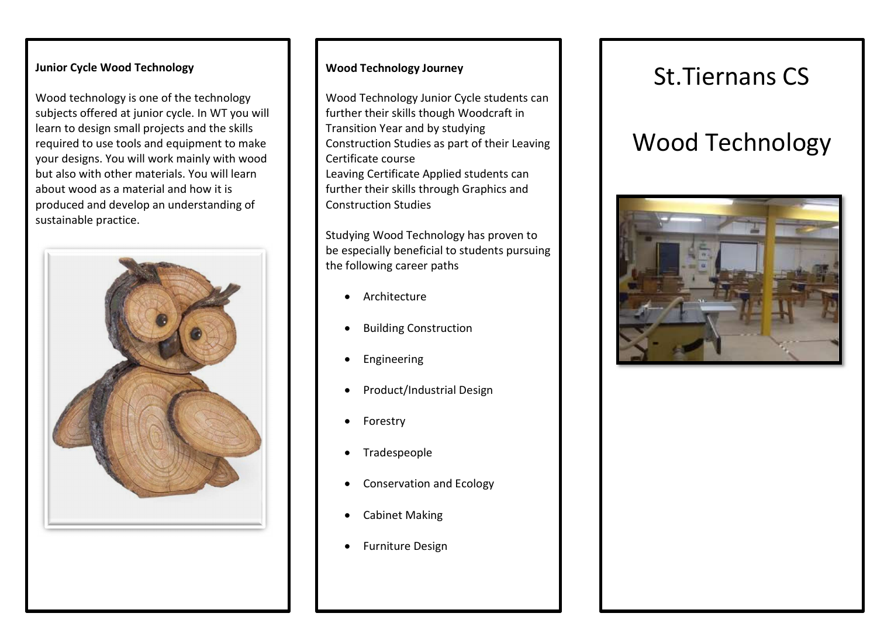**Junior Cycle Wood Technology**

Wood technology is one of the technology subjects offered at junior cycle. In WT you will learn to design small projects and the skills required to use tools and equipment to make your designs. You will work mainly with wood but also with other materials. You will learn about wood as a material and how it is produced and develop an understanding of sustainable practice.

**Wood Technology Journey**

Wood Technology Junior Cycle students can further their skills though Woodcraft in Transition Year and by studying Construction Studies as part of their Leaving Certificate course
Leaving Certificate Applied students can further their skills through Graphics and Construction Studies

Studying Wood Technology has proven to be especially beneficial to students pursuing the following career paths

- Architecture
- Building Construction
- Engineering
- Product/Industrial Design
- Forestry
- Tradespeople
- Conservation and Ecology
- Cabinet Making
- Furniture Design

# St.Tiernans CS

# Wood Technology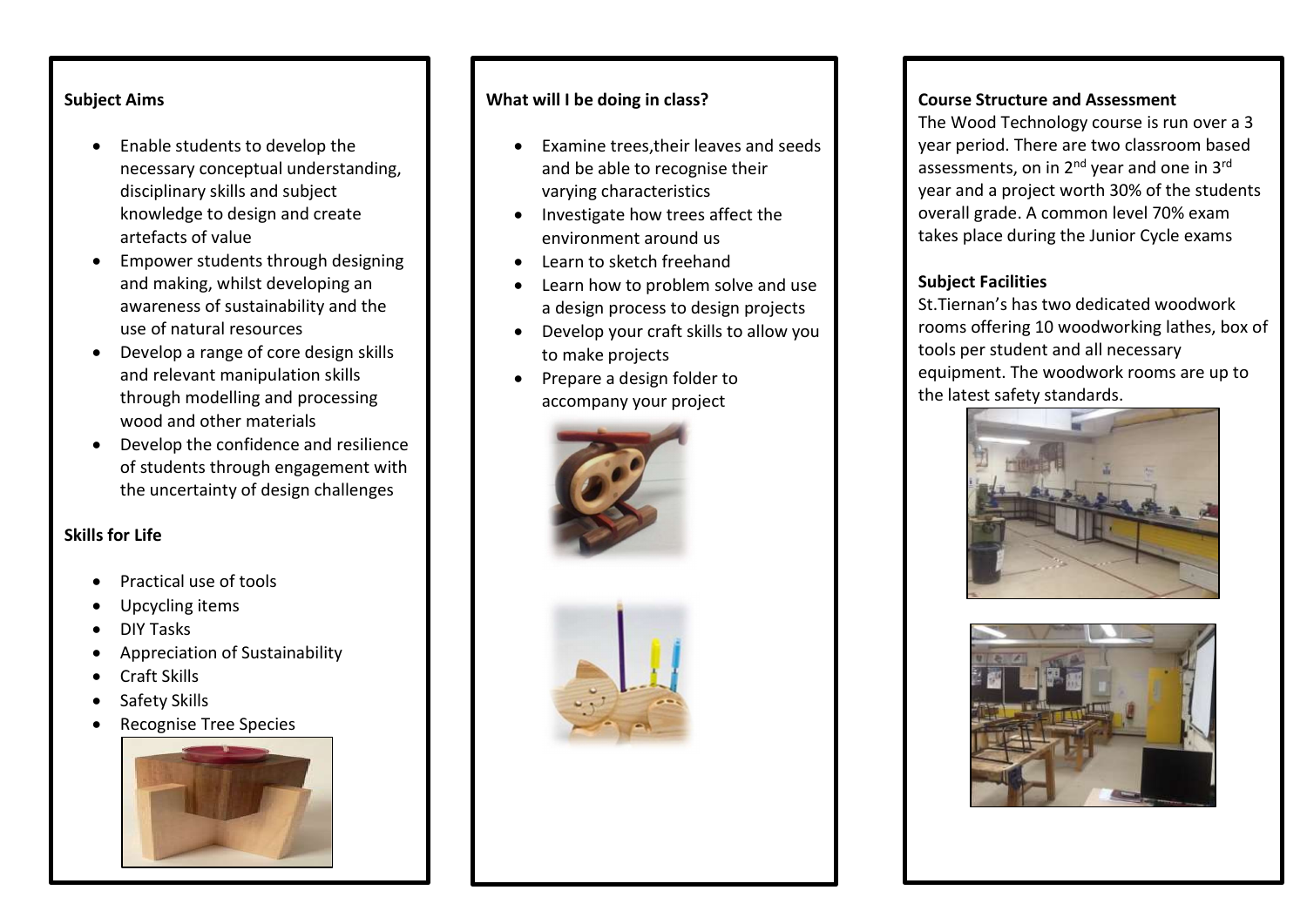**Subject Aims**

- Enable students to develop the necessary conceptual understanding, disciplinary skills and subject knowledge to design and create artefacts of value
- Empower students through designing and making, whilst developing an awareness of sustainability and the use of natural resources
- Develop a range of core design skills and relevant manipulation skills through modelling and processing wood and other materials
- Develop the confidence and resilience of students through engagement with the uncertainty of design challenges

**Skills for Life**

- Practical use of tools
- Upcycling items
- DIY Tasks
- Appreciation of Sustainability
- Craft Skills
- Safety Skills
- Recognise Tree Species

**What will I be doing in class?**

- Examine trees,their leaves and seeds and be able to recognise their varying characteristics
- Investigate how trees affect the environment around us
- Learn to sketch freehand
- Learn how to problem solve and use a design process to design projects
- Develop your craft skills to allow you to make projects
- Prepare a design folder to accompany your project

**Course Structure and Assessment**

The Wood Technology course is run over a 3 year period. There are two classroom based assessments, on in 2nd year and one in 3rd year and a project worth 30% of the students overall grade. A common level 70% exam takes place during the Junior Cycle exams

**Subject Facilities**

St.Tiernan's has two dedicated woodwork rooms offering 10 woodworking lathes, box of tools per student and all necessary equipment. The woodwork rooms are up to the latest safety standards.